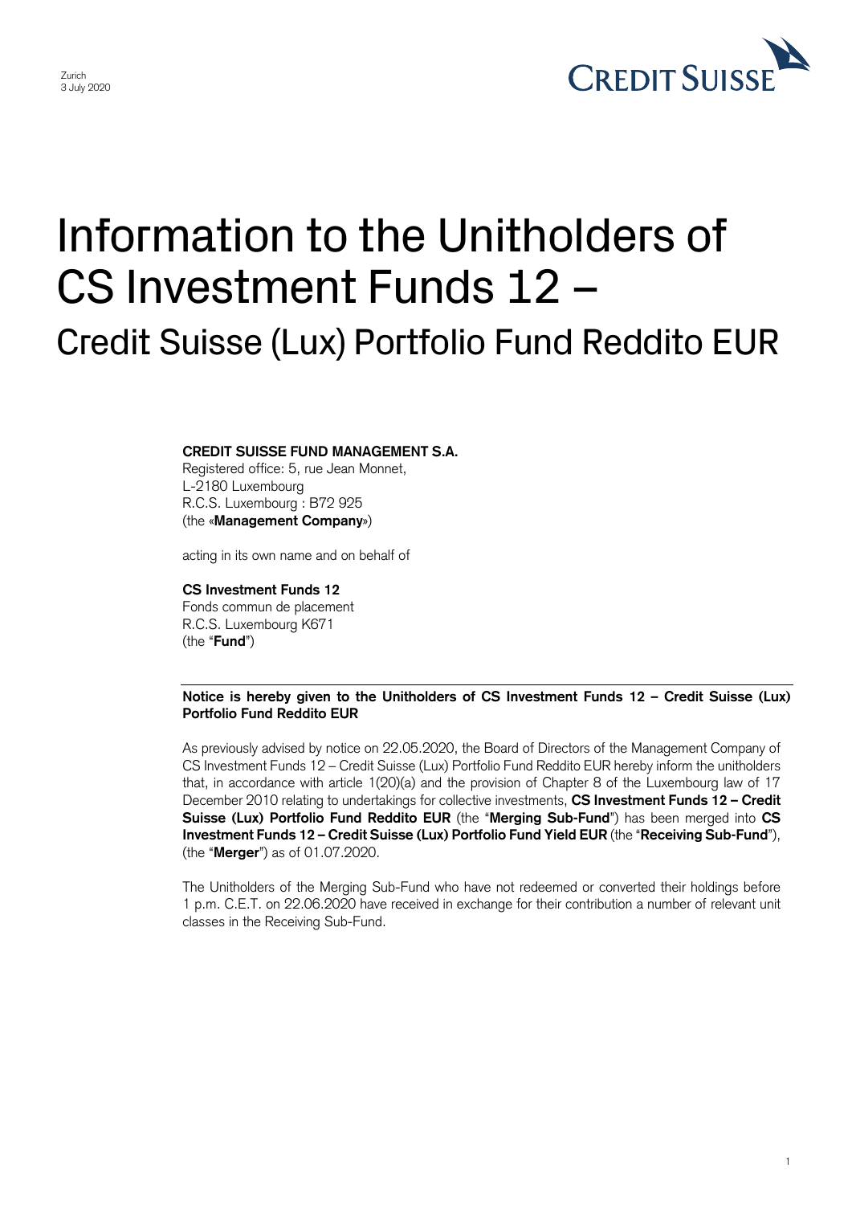Zurich
3 July 2020

# Information to the Unitholders of CS Investment Funds 12 –

## Credit Suisse (Lux) Portfolio Fund Reddito EUR

**CREDIT SUISSE FUND MANAGEMENT S.A.**
Registered office: 5, rue Jean Monnet,
L-2180 Luxembourg
R.C.S. Luxembourg : B72 925
(the «**Management Company**»)

acting in its own name and on behalf of

**CS Investment Funds 12**
Fonds commun de placement
R.C.S. Luxembourg K671
(the "**Fund**")

**Notice is hereby given to the Unitholders of CS Investment Funds 12 – Credit Suisse (Lux) Portfolio Fund Reddito EUR**

As previously advised by notice on 22.05.2020, the Board of Directors of the Management Company of CS Investment Funds 12 – Credit Suisse (Lux) Portfolio Fund Reddito EUR hereby inform the unitholders that, in accordance with article 1(20)(a) and the provision of Chapter 8 of the Luxembourg law of 17 December 2010 relating to undertakings for collective investments, **CS Investment Funds 12 – Credit Suisse (Lux) Portfolio Fund Reddito EUR** (the "**Merging Sub-Fund**") has been merged into **CS Investment Funds 12 – Credit Suisse (Lux) Portfolio Fund Yield EUR** (the "**Receiving Sub-Fund**"), (the "**Merger**") as of 01.07.2020.

The Unitholders of the Merging Sub-Fund who have not redeemed or converted their holdings before 1 p.m. C.E.T. on 22.06.2020 have received in exchange for their contribution a number of relevant unit classes in the Receiving Sub-Fund.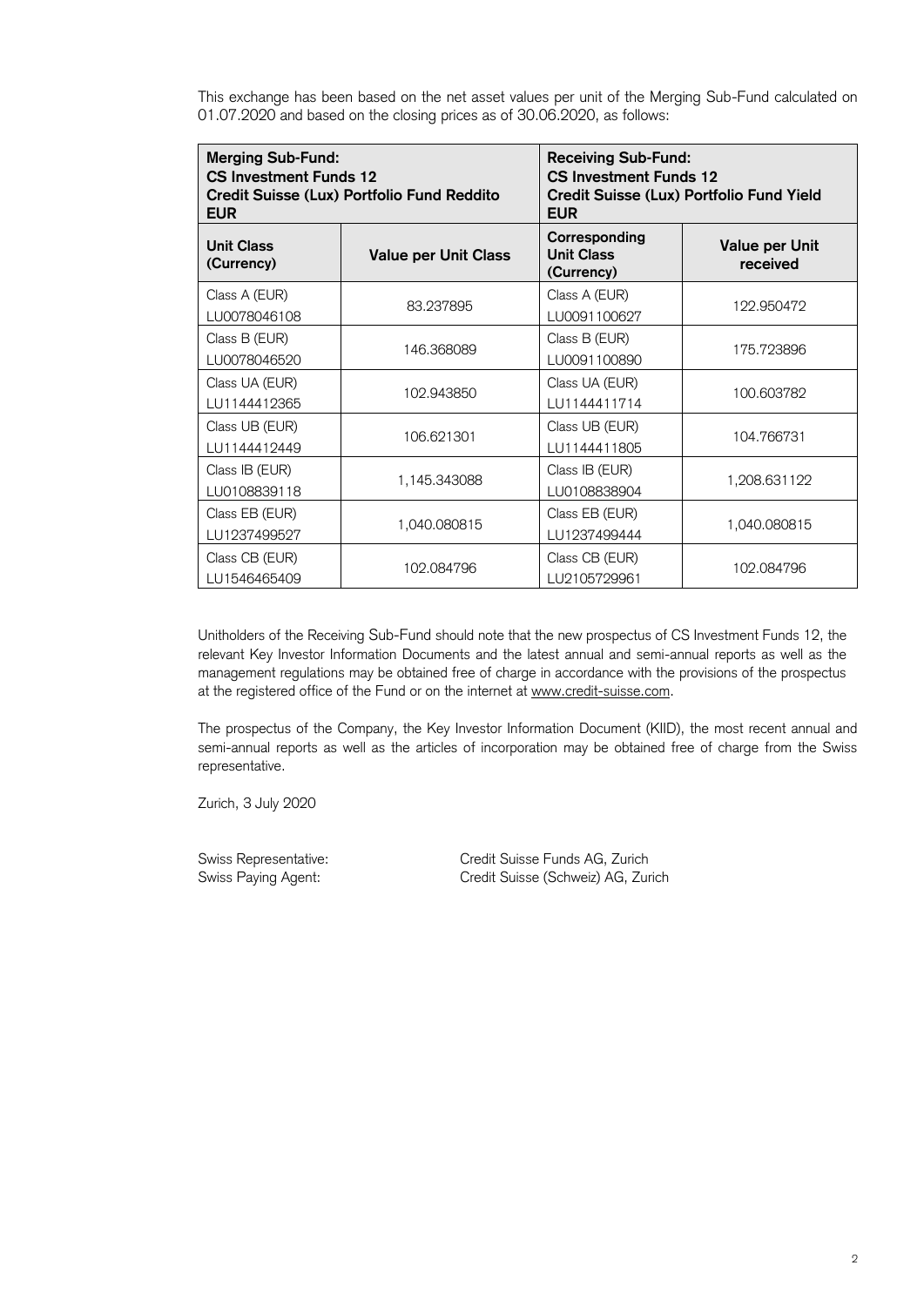This exchange has been based on the net asset values per unit of the Merging Sub-Fund calculated on 01.07.2020 and based on the closing prices as of 30.06.2020, as follows:

| **Merging Sub-Fund: CS Investment Funds 12 Credit Suisse (Lux) Portfolio Fund Reddito EUR** | | **Receiving Sub-Fund: CS Investment Funds 12 Credit Suisse (Lux) Portfolio Fund Yield EUR** | |
|---|---|---|---|
| **Unit Class (Currency)** | **Value per Unit Class** | **Corresponding Unit Class (Currency)** | **Value per Unit received** |
| Class A (EUR) LU0078046108 | 83.237895 | Class A (EUR) LU0091100627 | 122.950472 |
| Class B (EUR) LU0078046520 | 146.368089 | Class B (EUR) LU0091100890 | 175.723896 |
| Class UA (EUR) LU1144412365 | 102.943850 | Class UA (EUR) LU1144411714 | 100.603782 |
| Class UB (EUR) LU1144412449 | 106.621301 | Class UB (EUR) LU1144411805 | 104.766731 |
| Class IB (EUR) LU0108839118 | 1,145.343088 | Class IB (EUR) LU0108838904 | 1,208.631122 |
| Class EB (EUR) LU1237499527 | 1,040.080815 | Class EB (EUR) LU1237499444 | 1,040.080815 |
| Class CB (EUR) LU1546465409 | 102.084796 | Class CB (EUR) LU2105729961 | 102.084796 |

Unitholders of the Receiving Sub-Fund should note that the new prospectus of CS Investment Funds 12, the relevant Key Investor Information Documents and the latest annual and semi-annual reports as well as the management regulations may be obtained free of charge in accordance with the provisions of the prospectus at the registered office of the Fund or on the internet at www.credit-suisse.com.

The prospectus of the Company, the Key Investor Information Document (KIID), the most recent annual and semi-annual reports as well as the articles of incorporation may be obtained free of charge from the Swiss representative.

Zurich, 3 July 2020

Swiss Representative: Credit Suisse Funds AG, Zurich
Swiss Paying Agent: Credit Suisse (Schweiz) AG, Zurich